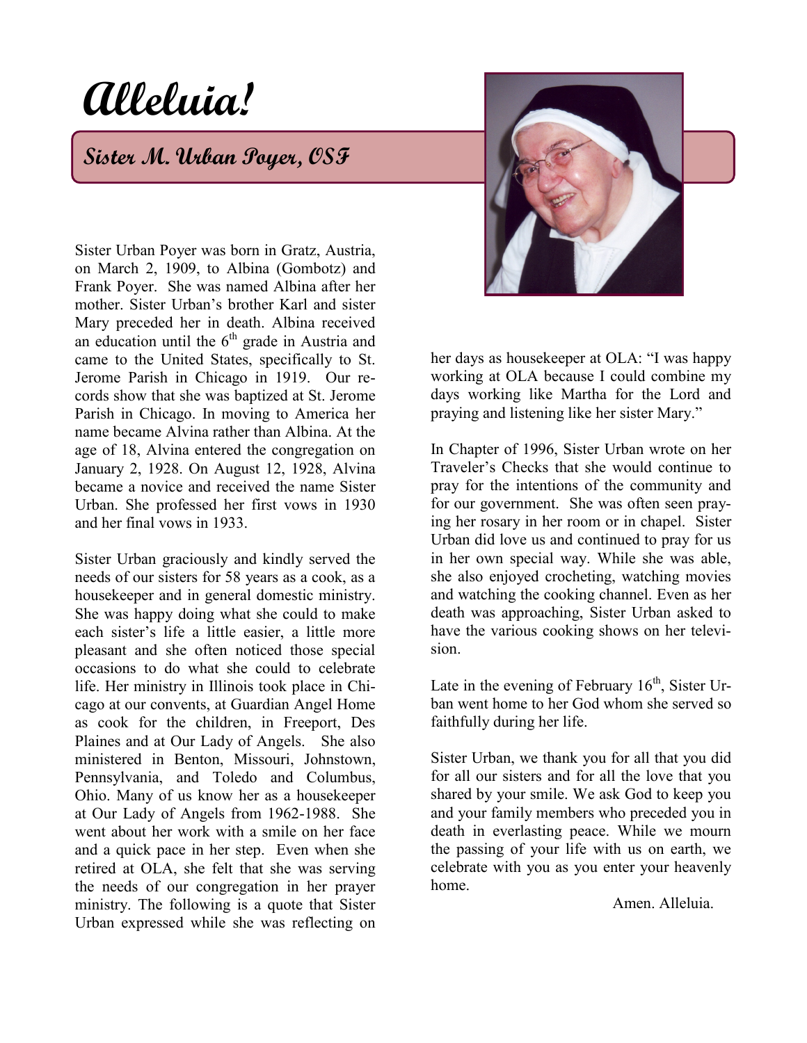# Alleluia!

## Sister M. Urban Poyer, OSF

Sister Urban Poyer was born in Gratz, Austria, on March 2, 1909, to Albina (Gombotz) and Frank Poyer. She was named Albina after her mother. Sister Urban's brother Karl and sister Mary preceded her in death. Albina received an education until the 6th grade in Austria and came to the United States, specifically to St. Jerome Parish in Chicago in 1919. Our records show that she was baptized at St. Jerome Parish in Chicago. In moving to America her name became Alvina rather than Albina. At the age of 18, Alvina entered the congregation on January 2, 1928. On August 12, 1928, Alvina became a novice and received the name Sister Urban. She professed her first vows in 1930 and her final vows in 1933.

Sister Urban graciously and kindly served the needs of our sisters for 58 years as a cook, as a housekeeper and in general domestic ministry. She was happy doing what she could to make each sister's life a little easier, a little more pleasant and she often noticed those special occasions to do what she could to celebrate life. Her ministry in Illinois took place in Chicago at our convents, at Guardian Angel Home as cook for the children, in Freeport, Des Plaines and at Our Lady of Angels. She also ministered in Benton, Missouri, Johnstown, Pennsylvania, and Toledo and Columbus, Ohio. Many of us know her as a housekeeper at Our Lady of Angels from 1962-1988. She went about her work with a smile on her face and a quick pace in her step. Even when she retired at OLA, she felt that she was serving the needs of our congregation in her prayer ministry. The following is a quote that Sister Urban expressed while she was reflecting on her days as housekeeper at OLA: "I was happy working at OLA because I could combine my days working like Martha for the Lord and praying and listening like her sister Mary."

In Chapter of 1996, Sister Urban wrote on her Traveler's Checks that she would continue to pray for the intentions of the community and for our government. She was often seen praying her rosary in her room or in chapel. Sister Urban did love us and continued to pray for us in her own special way. While she was able, she also enjoyed crocheting, watching movies and watching the cooking channel. Even as her death was approaching, Sister Urban asked to have the various cooking shows on her television.

Late in the evening of February 16th, Sister Urban went home to her God whom she served so faithfully during her life.

Sister Urban, we thank you for all that you did for all our sisters and for all the love that you shared by your smile. We ask God to keep you and your family members who preceded you in death in everlasting peace. While we mourn the passing of your life with us on earth, we celebrate with you as you enter your heavenly home.

Amen. Alleluia.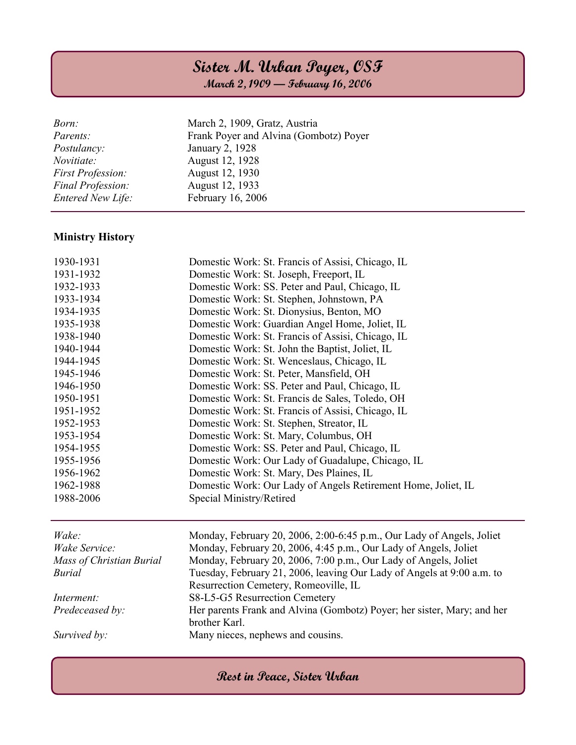# Sister M. Urban Poyer, OSF

**March 2, 1909 — February 16, 2006**

| | |
|---|---|
| *Born:* | March 2, 1909, Gratz, Austria |
| *Parents:* | Frank Poyer and Alvina (Gombotz) Poyer |
| *Postulancy:* | January 2, 1928 |
| *Novitiate:* | August 12, 1928 |
| *First Profession:* | August 12, 1930 |
| *Final Profession:* | August 12, 1933 |
| *Entered New Life:* | February 16, 2006 |

## Ministry History

| | |
|---|---|
| 1930-1931 | Domestic Work: St. Francis of Assisi, Chicago, IL |
| 1931-1932 | Domestic Work: St. Joseph, Freeport, IL |
| 1932-1933 | Domestic Work: SS. Peter and Paul, Chicago, IL |
| 1933-1934 | Domestic Work: St. Stephen, Johnstown, PA |
| 1934-1935 | Domestic Work: St. Dionysius, Benton, MO |
| 1935-1938 | Domestic Work: Guardian Angel Home, Joliet, IL |
| 1938-1940 | Domestic Work: St. Francis of Assisi, Chicago, IL |
| 1940-1944 | Domestic Work: St. John the Baptist, Joliet, IL |
| 1944-1945 | Domestic Work: St. Wenceslaus, Chicago, IL |
| 1945-1946 | Domestic Work: St. Peter, Mansfield, OH |
| 1946-1950 | Domestic Work: SS. Peter and Paul, Chicago, IL |
| 1950-1951 | Domestic Work: St. Francis de Sales, Toledo, OH |
| 1951-1952 | Domestic Work: St. Francis of Assisi, Chicago, IL |
| 1952-1953 | Domestic Work: St. Stephen, Streator, IL |
| 1953-1954 | Domestic Work: St. Mary, Columbus, OH |
| 1954-1955 | Domestic Work: SS. Peter and Paul, Chicago, IL |
| 1955-1956 | Domestic Work: Our Lady of Guadalupe, Chicago, IL |
| 1956-1962 | Domestic Work: St. Mary, Des Plaines, IL |
| 1962-1988 | Domestic Work: Our Lady of Angels Retirement Home, Joliet, IL |
| 1988-2006 | Special Ministry/Retired |

| | |
|---|---|
| *Wake:* | Monday, February 20, 2006, 2:00-6:45 p.m., Our Lady of Angels, Joliet |
| *Wake Service:* | Monday, February 20, 2006, 4:45 p.m., Our Lady of Angels, Joliet |
| *Mass of Christian Burial* | Monday, February 20, 2006, 7:00 p.m., Our Lady of Angels, Joliet |
| *Burial* | Tuesday, February 21, 2006, leaving Our Lady of Angels at 9:00 a.m. to Resurrection Cemetery, Romeoville, IL |
| *Interment:* | S8-L5-G5 Resurrection Cemetery |
| *Predeceased by:* | Her parents Frank and Alvina (Gombotz) Poyer; her sister, Mary; and her brother Karl. |
| *Survived by:* | Many nieces, nephews and cousins. |

**Rest in Peace, Sister Urban**